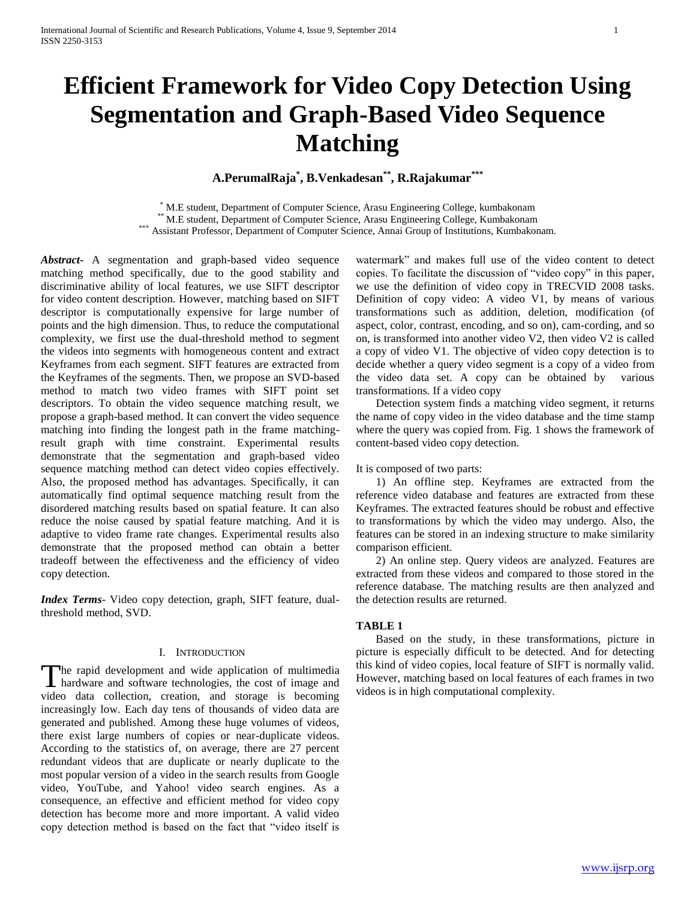# Efficient Framework for Video Copy Detection Using Segmentation and Graph-Based Video Sequence Matching

**A.PerumalRaja[*], B.Venkadesan[**], R.Rajakumar[***]**

[*] M.E student, Department of Computer Science, Arasu Engineering College, kumbakonam
[**] M.E student, Department of Computer Science, Arasu Engineering College, Kumbakonam
[***] Assistant Professor, Department of Computer Science, Annai Group of Institutions, Kumbakonam.

***Abstract-*** A segmentation and graph-based video sequence matching method specifically, due to the good stability and discriminative ability of local features, we use SIFT descriptor for video content description. However, matching based on SIFT descriptor is computationally expensive for large number of points and the high dimension. Thus, to reduce the computational complexity, we first use the dual-threshold method to segment the videos into segments with homogeneous content and extract Keyframes from each segment. SIFT features are extracted from the Keyframes of the segments. Then, we propose an SVD-based method to match two video frames with SIFT point set descriptors. To obtain the video sequence matching result, we propose a graph-based method. It can convert the video sequence matching into finding the longest path in the frame matching-result graph with time constraint. Experimental results demonstrate that the segmentation and graph-based video sequence matching method can detect video copies effectively. Also, the proposed method has advantages. Specifically, it can automatically find optimal sequence matching result from the disordered matching results based on spatial feature. It can also reduce the noise caused by spatial feature matching. And it is adaptive to video frame rate changes. Experimental results also demonstrate that the proposed method can obtain a better tradeoff between the effectiveness and the efficiency of video copy detection.

***Index Terms-*** Video copy detection, graph, SIFT feature, dual-threshold method, SVD.

## I. INTRODUCTION

The rapid development and wide application of multimedia hardware and software technologies, the cost of image and video data collection, creation, and storage is becoming increasingly low. Each day tens of thousands of video data are generated and published. Among these huge volumes of videos, there exist large numbers of copies or near-duplicate videos. According to the statistics of, on average, there are 27 percent redundant videos that are duplicate or nearly duplicate to the most popular version of a video in the search results from Google video, YouTube, and Yahoo! video search engines. As a consequence, an effective and efficient method for video copy detection has become more and more important. A valid video copy detection method is based on the fact that "video itself is watermark" and makes full use of the video content to detect copies. To facilitate the discussion of "video copy" in this paper, we use the definition of video copy in TRECVID 2008 tasks. Definition of copy video: A video V1, by means of various transformations such as addition, deletion, modification (of aspect, color, contrast, encoding, and so on), cam-cording, and so on, is transformed into another video V2, then video V2 is called a copy of video V1. The objective of video copy detection is to decide whether a query video segment is a copy of a video from the video data set. A copy can be obtained by various transformations. If a video copy

Detection system finds a matching video segment, it returns the name of copy video in the video database and the time stamp where the query was copied from. Fig. 1 shows the framework of content-based video copy detection.

It is composed of two parts:

1) An offline step. Keyframes are extracted from the reference video database and features are extracted from these Keyframes. The extracted features should be robust and effective to transformations by which the video may undergo. Also, the features can be stored in an indexing structure to make similarity comparison efficient.

2) An online step. Query videos are analyzed. Features are extracted from these videos and compared to those stored in the reference database. The matching results are then analyzed and the detection results are returned.

**TABLE 1**

Based on the study, in these transformations, picture in picture is especially difficult to be detected. And for detecting this kind of video copies, local feature of SIFT is normally valid. However, matching based on local features of each frames in two videos is in high computational complexity.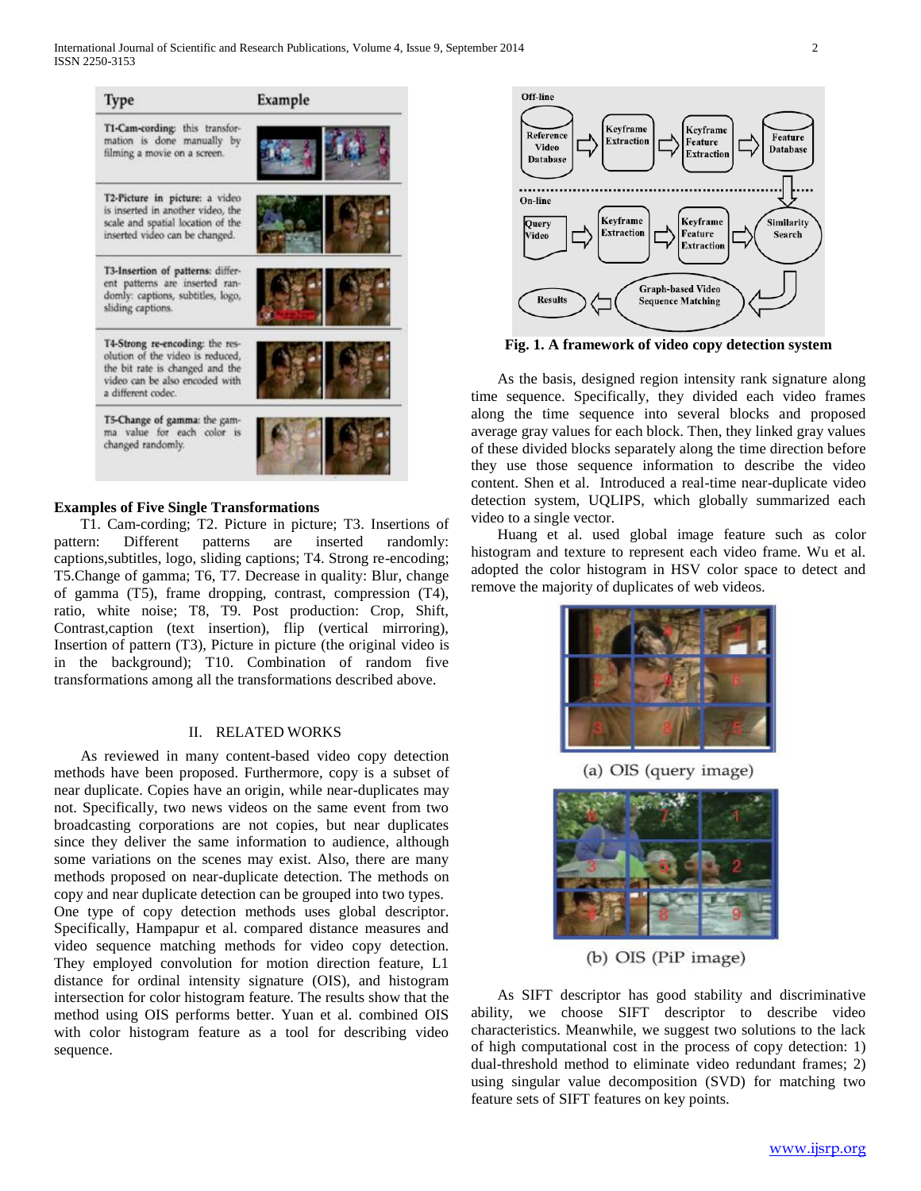| Type | Example |
|---|---|
| T1-Cam-cording: this transformation is done manually by filming a movie on a screen. | |
| T2-Picture in picture: a video is inserted in another video, the scale and spatial location of the inserted video can be changed. | |
| T3-Insertion of patterns: different patterns are inserted randomly: captions, subtitles, logo, sliding captions. | |
| T4-Strong re-encoding: the resolution of the video is reduced, the bit rate is changed and the video can be also encoded with a different codec. | |
| T5-Change of gamma: the gamma value for each color is changed randomly. | |

**Examples of Five Single Transformations**

T1. Cam-cording; T2. Picture in picture; T3. Insertions of pattern: Different patterns are inserted randomly: captions,subtitles, logo, sliding captions; T4. Strong re-encoding; T5.Change of gamma; T6, T7. Decrease in quality: Blur, change of gamma (T5), frame dropping, contrast, compression (T4), ratio, white noise; T8, T9. Post production: Crop, Shift, Contrast,caption (text insertion), flip (vertical mirroring), Insertion of pattern (T3), Picture in picture (the original video is in the background); T10. Combination of random five transformations among all the transformations described above.

## II. RELATED WORKS

As reviewed in many content-based video copy detection methods have been proposed. Furthermore, copy is a subset of near duplicate. Copies have an origin, while near-duplicates may not. Specifically, two news videos on the same event from two broadcasting corporations are not copies, but near duplicates since they deliver the same information to audience, although some variations on the scenes may exist. Also, there are many methods proposed on near-duplicate detection. The methods on copy and near duplicate detection can be grouped into two types. One type of copy detection methods uses global descriptor. Specifically, Hampapur et al. compared distance measures and video sequence matching methods for video copy detection. They employed convolution for motion direction feature, L1 distance for ordinal intensity signature (OIS), and histogram intersection for color histogram feature. The results show that the method using OIS performs better. Yuan et al. combined OIS with color histogram feature as a tool for describing video sequence.

**Fig. 1. A framework of video copy detection system**

As the basis, designed region intensity rank signature along time sequence. Specifically, they divided each video frames along the time sequence into several blocks and proposed average gray values for each block. Then, they linked gray values of these divided blocks separately along the time direction before they use those sequence information to describe the video content. Shen et al. Introduced a real-time near-duplicate video detection system, UQLIPS, which globally summarized each video to a single vector.

Huang et al. used global image feature such as color histogram and texture to represent each video frame. Wu et al. adopted the color histogram in HSV color space to detect and remove the majority of duplicates of web videos.

(a) OIS (query image)

(b) OIS (PiP image)

As SIFT descriptor has good stability and discriminative ability, we choose SIFT descriptor to describe video characteristics. Meanwhile, we suggest two solutions to the lack of high computational cost in the process of copy detection: 1) dual-threshold method to eliminate video redundant frames; 2) using singular value decomposition (SVD) for matching two feature sets of SIFT features on key points.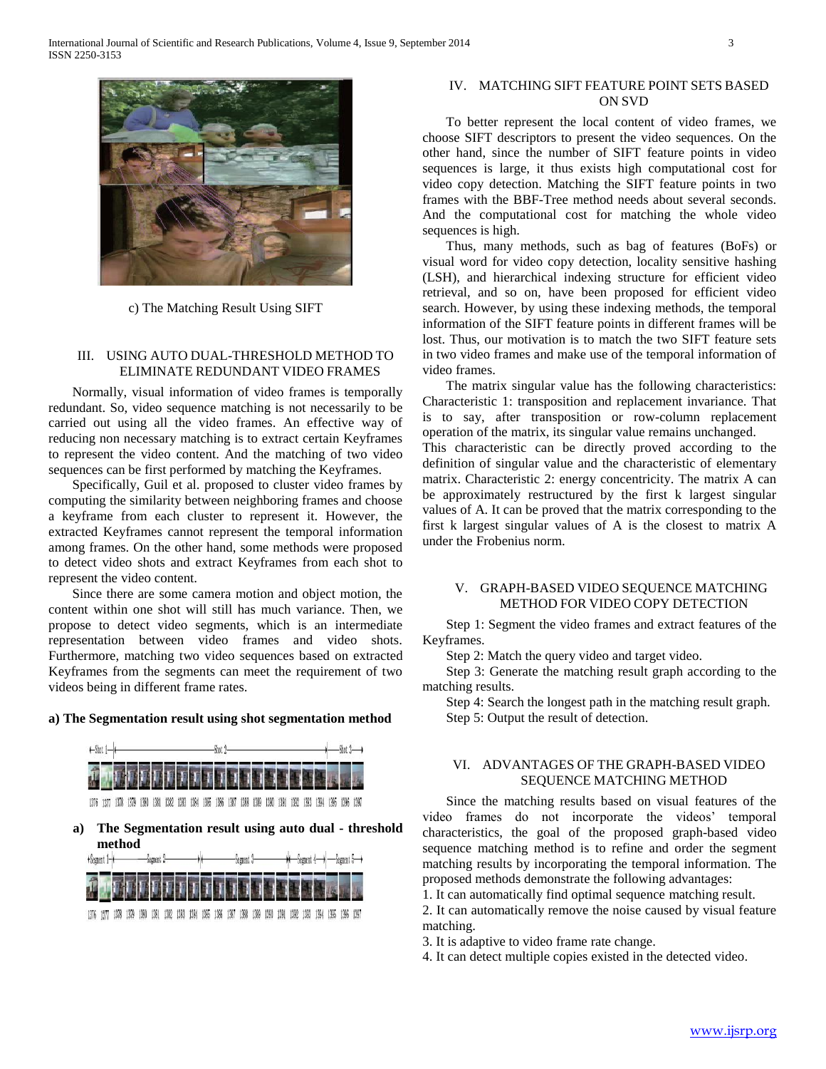c) The Matching Result Using SIFT

## III. USING AUTO DUAL-THRESHOLD METHOD TO ELIMINATE REDUNDANT VIDEO FRAMES

Normally, visual information of video frames is temporally redundant. So, video sequence matching is not necessarily to be carried out using all the video frames. An effective way of reducing non necessary matching is to extract certain Keyframes to represent the video content. And the matching of two video sequences can be first performed by matching the Keyframes.

Specifically, Guil et al. proposed to cluster video frames by computing the similarity between neighboring frames and choose a keyframe from each cluster to represent it. However, the extracted Keyframes cannot represent the temporal information among frames. On the other hand, some methods were proposed to detect video shots and extract Keyframes from each shot to represent the video content.

Since there are some camera motion and object motion, the content within one shot will still has much variance. Then, we propose to detect video segments, which is an intermediate representation between video frames and video shots. Furthermore, matching two video sequences based on extracted Keyframes from the segments can meet the requirement of two videos being in different frame rates.

**a) The Segmentation result using shot segmentation method**

**a) The Segmentation result using auto dual - threshold method**

## IV. MATCHING SIFT FEATURE POINT SETS BASED ON SVD

To better represent the local content of video frames, we choose SIFT descriptors to present the video sequences. On the other hand, since the number of SIFT feature points in video sequences is large, it thus exists high computational cost for video copy detection. Matching the SIFT feature points in two frames with the BBF-Tree method needs about several seconds. And the computational cost for matching the whole video sequences is high.

Thus, many methods, such as bag of features (BoFs) or visual word for video copy detection, locality sensitive hashing (LSH), and hierarchical indexing structure for efficient video retrieval, and so on, have been proposed for efficient video search. However, by using these indexing methods, the temporal information of the SIFT feature points in different frames will be lost. Thus, our motivation is to match the two SIFT feature sets in two video frames and make use of the temporal information of video frames.

The matrix singular value has the following characteristics: Characteristic 1: transposition and replacement invariance. That is to say, after transposition or row-column replacement operation of the matrix, its singular value remains unchanged. This characteristic can be directly proved according to the definition of singular value and the characteristic of elementary matrix. Characteristic 2: energy concentricity. The matrix A can be approximately restructured by the first k largest singular values of A. It can be proved that the matrix corresponding to the first k largest singular values of A is the closest to matrix A under the Frobenius norm.

## V. GRAPH-BASED VIDEO SEQUENCE MATCHING METHOD FOR VIDEO COPY DETECTION

Step 1: Segment the video frames and extract features of the Keyframes.

Step 2: Match the query video and target video.

Step 3: Generate the matching result graph according to the matching results.

Step 4: Search the longest path in the matching result graph.

Step 5: Output the result of detection.

## VI. ADVANTAGES OF THE GRAPH-BASED VIDEO SEQUENCE MATCHING METHOD

Since the matching results based on visual features of the video frames do not incorporate the videos' temporal characteristics, the goal of the proposed graph-based video sequence matching method is to refine and order the segment matching results by incorporating the temporal information. The proposed methods demonstrate the following advantages:

1. It can automatically find optimal sequence matching result.
2. It can automatically remove the noise caused by visual feature matching.
3. It is adaptive to video frame rate change.
4. It can detect multiple copies existed in the detected video.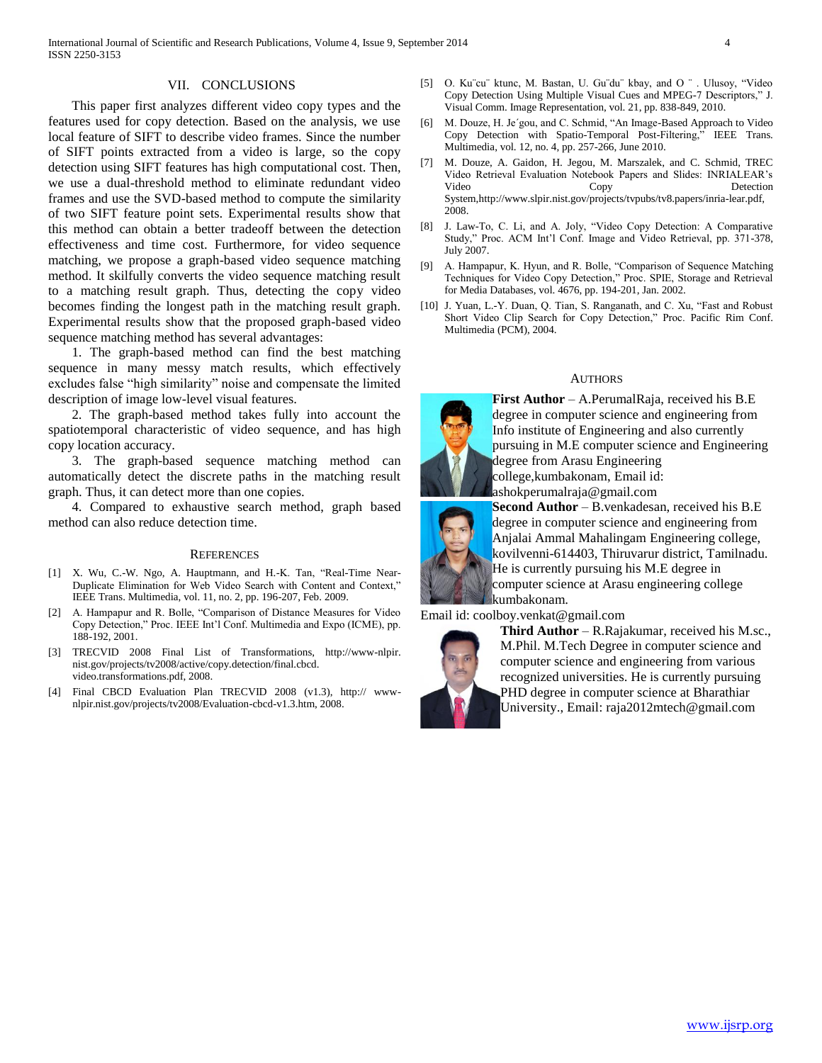## VII. CONCLUSIONS

This paper first analyzes different video copy types and the features used for copy detection. Based on the analysis, we use local feature of SIFT to describe video frames. Since the number of SIFT points extracted from a video is large, so the copy detection using SIFT features has high computational cost. Then, we use a dual-threshold method to eliminate redundant video frames and use the SVD-based method to compute the similarity of two SIFT feature point sets. Experimental results show that this method can obtain a better tradeoff between the detection effectiveness and time cost. Furthermore, for video sequence matching, we propose a graph-based video sequence matching method. It skilfully converts the video sequence matching result to a matching result graph. Thus, detecting the copy video becomes finding the longest path in the matching result graph. Experimental results show that the proposed graph-based video sequence matching method has several advantages:

1. The graph-based method can find the best matching sequence in many messy match results, which effectively excludes false "high similarity" noise and compensate the limited description of image low-level visual features.

2. The graph-based method takes fully into account the spatiotemporal characteristic of video sequence, and has high copy location accuracy.

3. The graph-based sequence matching method can automatically detect the discrete paths in the matching result graph. Thus, it can detect more than one copies.

4. Compared to exhaustive search method, graph based method can also reduce detection time.

## REFERENCES

[1] X. Wu, C.-W. Ngo, A. Hauptmann, and H.-K. Tan, "Real-Time Near-Duplicate Elimination for Web Video Search with Content and Context," IEEE Trans. Multimedia, vol. 11, no. 2, pp. 196-207, Feb. 2009.

[2] A. Hampapur and R. Bolle, "Comparison of Distance Measures for Video Copy Detection," Proc. IEEE Int'l Conf. Multimedia and Expo (ICME), pp. 188-192, 2001.

[3] TRECVID 2008 Final List of Transformations, http://www-nlpir.nist.gov/projects/tv2008/active/copy.detection/final.cbcd.video.transformations.pdf, 2008.

[4] Final CBCD Evaluation Plan TRECVID 2008 (v1.3), http:// www-nlpir.nist.gov/projects/tv2008/Evaluation-cbcd-v1.3.htm, 2008.

[5] O. Ku¨cu¨ ktunc, M. Bastan, U. Gu¨du¨ kbay, and O ¨ . Ulusoy, "Video Copy Detection Using Multiple Visual Cues and MPEG-7 Descriptors," J. Visual Comm. Image Representation, vol. 21, pp. 838-849, 2010.

[6] M. Douze, H. Je´gou, and C. Schmid, "An Image-Based Approach to Video Copy Detection with Spatio-Temporal Post-Filtering," IEEE Trans. Multimedia, vol. 12, no. 4, pp. 257-266, June 2010.

[7] M. Douze, A. Gaidon, H. Jegou, M. Marszalek, and C. Schmid, TREC Video Retrieval Evaluation Notebook Papers and Slides: INRIALEAR's Video Copy Detection System,http://www.slpir.nist.gov/projects/tvpubs/tv8.papers/inria-lear.pdf, 2008.

[8] J. Law-To, C. Li, and A. Joly, "Video Copy Detection: A Comparative Study," Proc. ACM Int'l Conf. Image and Video Retrieval, pp. 371-378, July 2007.

[9] A. Hampapur, K. Hyun, and R. Bolle, "Comparison of Sequence Matching Techniques for Video Copy Detection," Proc. SPIE, Storage and Retrieval for Media Databases, vol. 4676, pp. 194-201, Jan. 2002.

[10] J. Yuan, L.-Y. Duan, Q. Tian, S. Ranganath, and C. Xu, "Fast and Robust Short Video Clip Search for Copy Detection," Proc. Pacific Rim Conf. Multimedia (PCM), 2004.

## AUTHORS

**First Author** – A.PerumalRaja, received his B.E degree in computer science and engineering from Info institute of Engineering and also currently pursuing in M.E computer science and Engineering degree from Arasu Engineering college,kumbakonam, Email id: ashokperumalraja@gmail.com

**Second Author** – B.venkadesan, received his B.E degree in computer science and engineering from Anjalai Ammal Mahalingam Engineering college, kovilvenni-614403, Thiruvarur district, Tamilnadu. He is currently pursuing his M.E degree in computer science at Arasu engineering college kumbakonam.
Email id: coolboy.venkat@gmail.com

**Third Author** – R.Rajakumar, received his M.sc., M.Phil. M.Tech Degree in computer science and computer science and engineering from various recognized universities. He is currently pursuing PHD degree in computer science at Bharathiar University., Email: raja2012mtech@gmail.com